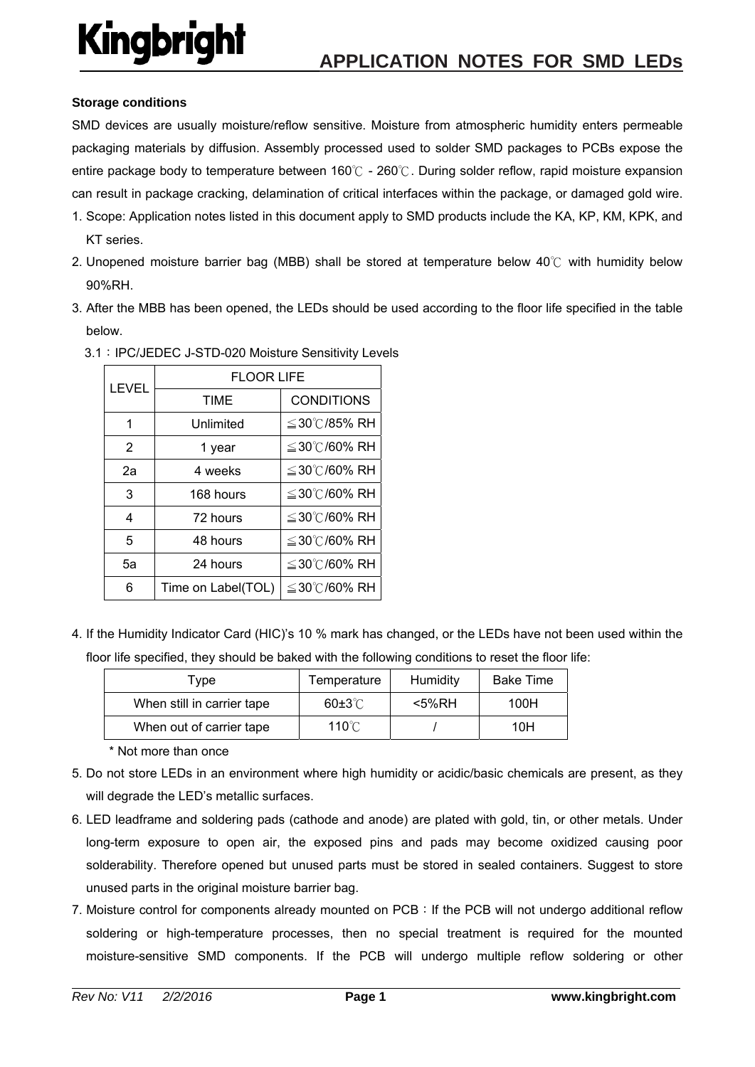# APPLICATION NOTES FOR SMD LEDs

**Storage conditions**

SMD devices are usually moisture/reflow sensitive. Moisture from atmospheric humidity enters permeable packaging materials by diffusion. Assembly processed used to solder SMD packages to PCBs expose the entire package body to temperature between 160℃ - 260℃. During solder reflow, rapid moisture expansion can result in package cracking, delamination of critical interfaces within the package, or damaged gold wire.

1. Scope: Application notes listed in this document apply to SMD products include the KA, KP, KM, KPK, and KT series.
2. Unopened moisture barrier bag (MBB) shall be stored at temperature below 40℃ with humidity below 90%RH.
3. After the MBB has been opened, the LEDs should be used according to the floor life specified in the table below.

3.1：IPC/JEDEC J-STD-020 Moisture Sensitivity Levels

| LEVEL | FLOOR LIFE | |
|---|---|---|
| | TIME | CONDITIONS |
| 1 | Unlimited | ≦30℃/85% RH |
| 2 | 1 year | ≦30℃/60% RH |
| 2a | 4 weeks | ≦30℃/60% RH |
| 3 | 168 hours | ≦30℃/60% RH |
| 4 | 72 hours | ≦30℃/60% RH |
| 5 | 48 hours | ≦30℃/60% RH |
| 5a | 24 hours | ≦30℃/60% RH |
| 6 | Time on Label(TOL) | ≦30℃/60% RH |

4. If the Humidity Indicator Card (HIC)'s 10 % mark has changed, or the LEDs have not been used within the floor life specified, they should be baked with the following conditions to reset the floor life:

| Type | Temperature | Humidity | Bake Time |
|---|---|---|---|
| When still in carrier tape | 60±3℃ | <5%RH | 100H |
| When out of carrier tape | 110℃ | / | 10H |

\* Not more than once

5. Do not store LEDs in an environment where high humidity or acidic/basic chemicals are present, as they will degrade the LED's metallic surfaces.
6. LED leadframe and soldering pads (cathode and anode) are plated with gold, tin, or other metals. Under long-term exposure to open air, the exposed pins and pads may become oxidized causing poor solderability. Therefore opened but unused parts must be stored in sealed containers. Suggest to store unused parts in the original moisture barrier bag.
7. Moisture control for components already mounted on PCB：If the PCB will not undergo additional reflow soldering or high-temperature processes, then no special treatment is required for the mounted moisture-sensitive SMD components. If the PCB will undergo multiple reflow soldering or other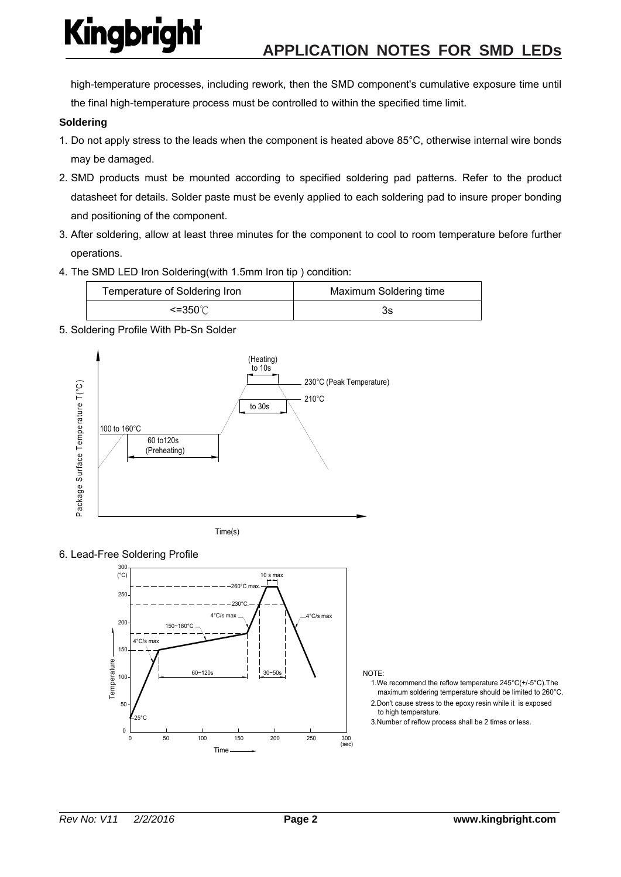high-temperature processes, including rework, then the SMD component's cumulative exposure time until the final high-temperature process must be controlled to within the specified time limit.

**Soldering**

1. Do not apply stress to the leads when the component is heated above 85°C, otherwise internal wire bonds may be damaged.
2. SMD products must be mounted according to specified soldering pad patterns. Refer to the product datasheet for details. Solder paste must be evenly applied to each soldering pad to insure proper bonding and positioning of the component.
3. After soldering, allow at least three minutes for the component to cool to room temperature before further operations.
4. The SMD LED Iron Soldering(with 1.5mm Iron tip ) condition:

| Temperature of Soldering Iron | Maximum Soldering time |
|---|---|
| <=350℃ | 3s |

5. Soldering Profile With Pb-Sn Solder

6. Lead-Free Soldering Profile

NOTE:

1. We recommend the reflow temperature 245°C(+/-5°C).The maximum soldering temperature should be limited to 260°C.
2. Don't cause stress to the epoxy resin while it is exposed to high temperature.
3. Number of reflow process shall be 2 times or less.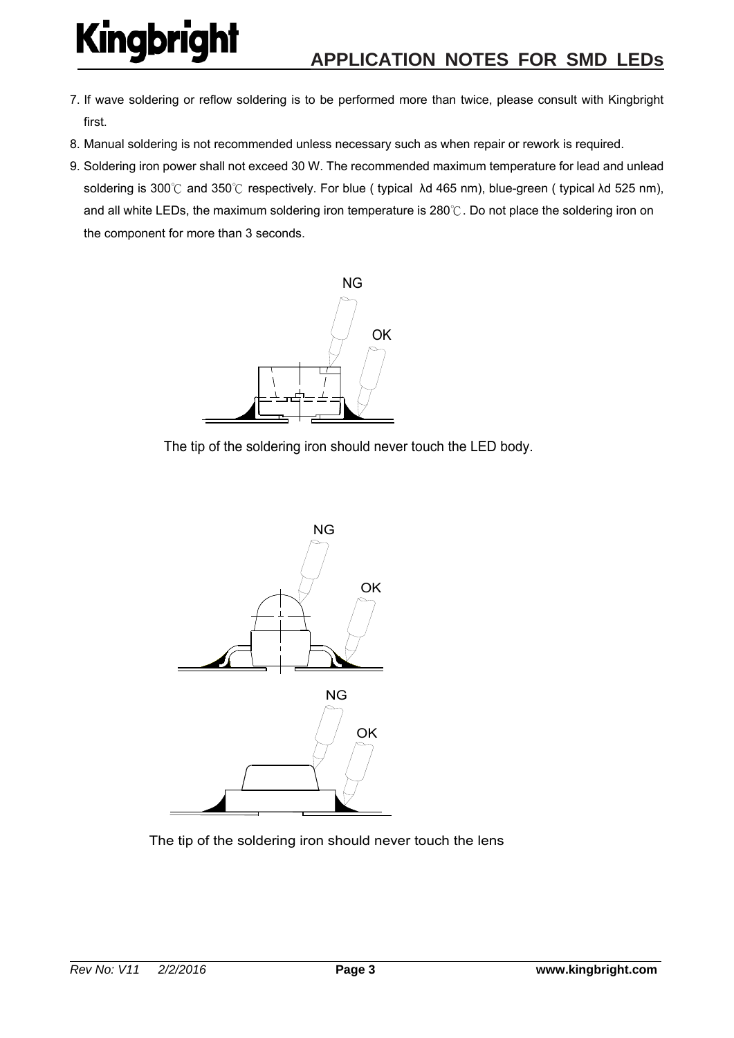7. If wave soldering or reflow soldering is to be performed more than twice, please consult with Kingbright first.
8. Manual soldering is not recommended unless necessary such as when repair or rework is required.
9. Soldering iron power shall not exceed 30 W. The recommended maximum temperature for lead and unlead soldering is 300℃ and 350℃ respectively. For blue ( typical λd 465 nm), blue-green ( typical λd 525 nm), and all white LEDs, the maximum soldering iron temperature is 280℃. Do not place the soldering iron on the component for more than 3 seconds.

NG

OK

The tip of the soldering iron should never touch the LED body.

NG

OK

NG

OK

The tip of the soldering iron should never touch the lens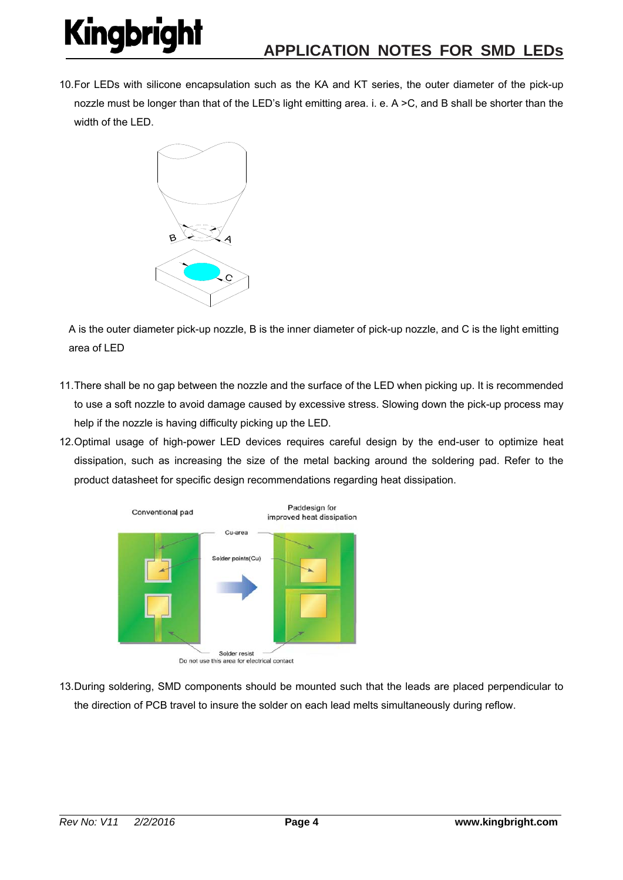10. For LEDs with silicone encapsulation such as the KA and KT series, the outer diameter of the pick-up nozzle must be longer than that of the LED's light emitting area. i. e. A >C, and B shall be shorter than the width of the LED.

A is the outer diameter pick-up nozzle, B is the inner diameter of pick-up nozzle, and C is the light emitting area of LED

11. There shall be no gap between the nozzle and the surface of the LED when picking up. It is recommended to use a soft nozzle to avoid damage caused by excessive stress. Slowing down the pick-up process may help if the nozzle is having difficulty picking up the LED.
12. Optimal usage of high-power LED devices requires careful design by the end-user to optimize heat dissipation, such as increasing the size of the metal backing around the soldering pad. Refer to the product datasheet for specific design recommendations regarding heat dissipation.

13. During soldering, SMD components should be mounted such that the leads are placed perpendicular to the direction of PCB travel to insure the solder on each lead melts simultaneously during reflow.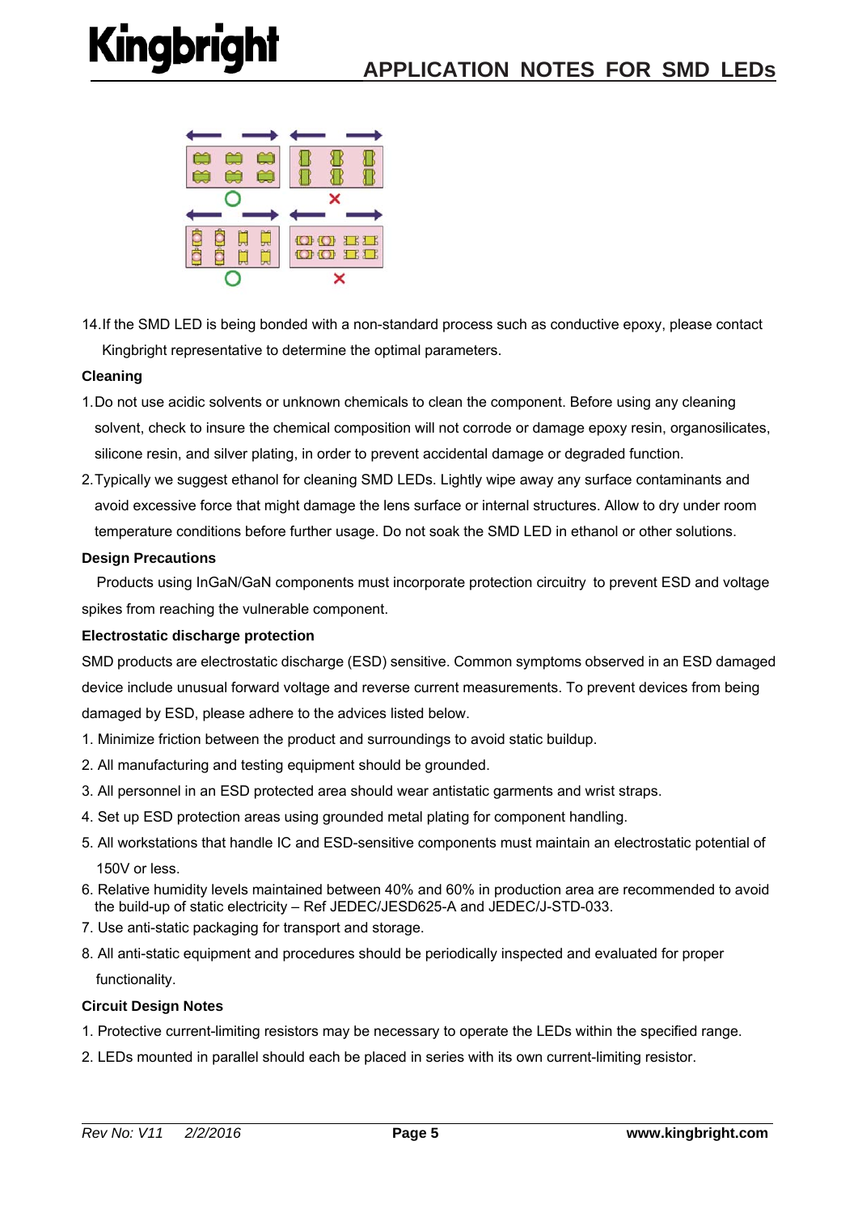14. If the SMD LED is being bonded with a non-standard process such as conductive epoxy, please contact Kingbright representative to determine the optimal parameters.

**Cleaning**

1. Do not use acidic solvents or unknown chemicals to clean the component. Before using any cleaning solvent, check to insure the chemical composition will not corrode or damage epoxy resin, organosilicates, silicone resin, and silver plating, in order to prevent accidental damage or degraded function.
2. Typically we suggest ethanol for cleaning SMD LEDs. Lightly wipe away any surface contaminants and avoid excessive force that might damage the lens surface or internal structures. Allow to dry under room temperature conditions before further usage. Do not soak the SMD LED in ethanol or other solutions.

**Design Precautions**

Products using InGaN/GaN components must incorporate protection circuitry to prevent ESD and voltage spikes from reaching the vulnerable component.

**Electrostatic discharge protection**

SMD products are electrostatic discharge (ESD) sensitive. Common symptoms observed in an ESD damaged device include unusual forward voltage and reverse current measurements. To prevent devices from being damaged by ESD, please adhere to the advices listed below.

1. Minimize friction between the product and surroundings to avoid static buildup.
2. All manufacturing and testing equipment should be grounded.
3. All personnel in an ESD protected area should wear antistatic garments and wrist straps.
4. Set up ESD protection areas using grounded metal plating for component handling.
5. All workstations that handle IC and ESD-sensitive components must maintain an electrostatic potential of 150V or less.
6. Relative humidity levels maintained between 40% and 60% in production area are recommended to avoid the build-up of static electricity – Ref JEDEC/JESD625-A and JEDEC/J-STD-033.
7. Use anti-static packaging for transport and storage.
8. All anti-static equipment and procedures should be periodically inspected and evaluated for proper functionality.

**Circuit Design Notes**

1. Protective current-limiting resistors may be necessary to operate the LEDs within the specified range.
2. LEDs mounted in parallel should each be placed in series with its own current-limiting resistor.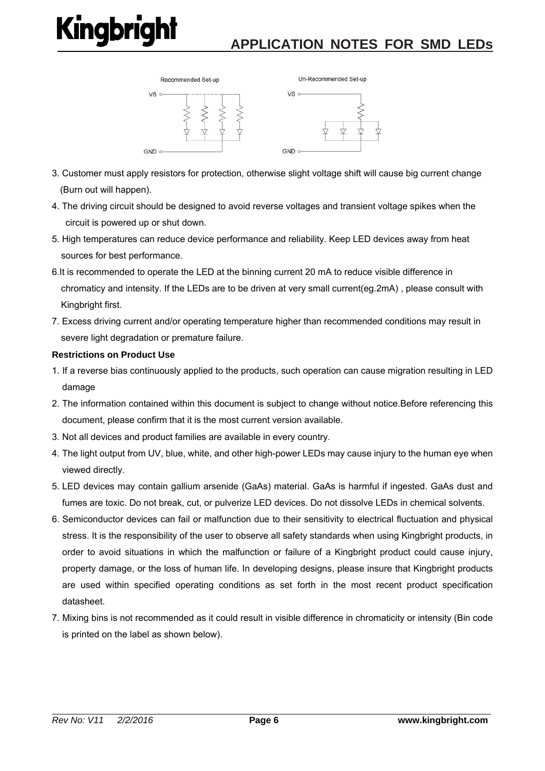Recommended Set-up

Un-Recommended Set-up

3. Customer must apply resistors for protection, otherwise slight voltage shift will cause big current change (Burn out will happen).
4. The driving circuit should be designed to avoid reverse voltages and transient voltage spikes when the circuit is powered up or shut down.
5. High temperatures can reduce device performance and reliability. Keep LED devices away from heat sources for best performance.
6. It is recommended to operate the LED at the binning current 20 mA to reduce visible difference in chromaticy and intensity. If the LEDs are to be driven at very small current(eg.2mA) , please consult with Kingbright first.
7. Excess driving current and/or operating temperature higher than recommended conditions may result in severe light degradation or premature failure.

**Restrictions on Product Use**

1. If a reverse bias continuously applied to the products, such operation can cause migration resulting in LED damage
2. The information contained within this document is subject to change without notice.Before referencing this document, please confirm that it is the most current version available.
3. Not all devices and product families are available in every country.
4. The light output from UV, blue, white, and other high-power LEDs may cause injury to the human eye when viewed directly.
5. LED devices may contain gallium arsenide (GaAs) material. GaAs is harmful if ingested. GaAs dust and fumes are toxic. Do not break, cut, or pulverize LED devices. Do not dissolve LEDs in chemical solvents.
6. Semiconductor devices can fail or malfunction due to their sensitivity to electrical fluctuation and physical stress. It is the responsibility of the user to observe all safety standards when using Kingbright products, in order to avoid situations in which the malfunction or failure of a Kingbright product could cause injury, property damage, or the loss of human life. In developing designs, please insure that Kingbright products are used within specified operating conditions as set forth in the most recent product specification datasheet.
7. Mixing bins is not recommended as it could result in visible difference in chromaticity or intensity (Bin code is printed on the label as shown below).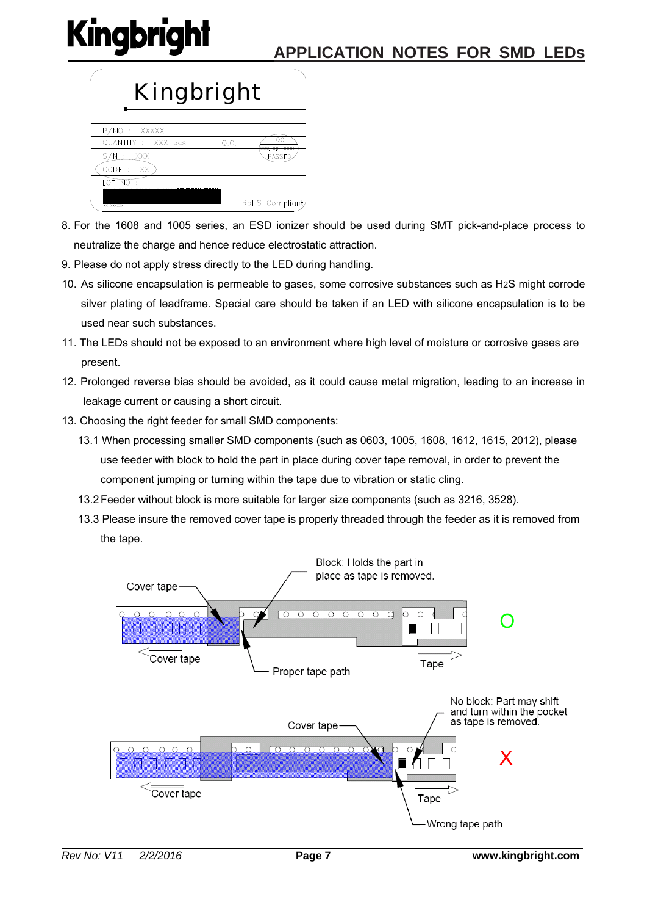8. For the 1608 and 1005 series, an ESD ionizer should be used during SMT pick-and-place process to neutralize the charge and hence reduce electrostatic attraction.
9. Please do not apply stress directly to the LED during handling.
10. As silicone encapsulation is permeable to gases, some corrosive substances such as $H_2S$ might corrode silver plating of leadframe. Special care should be taken if an LED with silicone encapsulation is to be used near such substances.
11. The LEDs should not be exposed to an environment where high level of moisture or corrosive gases are present.
12. Prolonged reverse bias should be avoided, as it could cause metal migration, leading to an increase in leakage current or causing a short circuit.
13. Choosing the right feeder for small SMD components:
    - 13.1 When processing smaller SMD components (such as 0603, 1005, 1608, 1612, 1615, 2012), please use feeder with block to hold the part in place during cover tape removal, in order to prevent the component jumping or turning within the tape due to vibration or static cling.
    - 13.2 Feeder without block is more suitable for larger size components (such as 3216, 3528).
    - 13.3 Please insure the removed cover tape is properly threaded through the feeder as it is removed from the tape.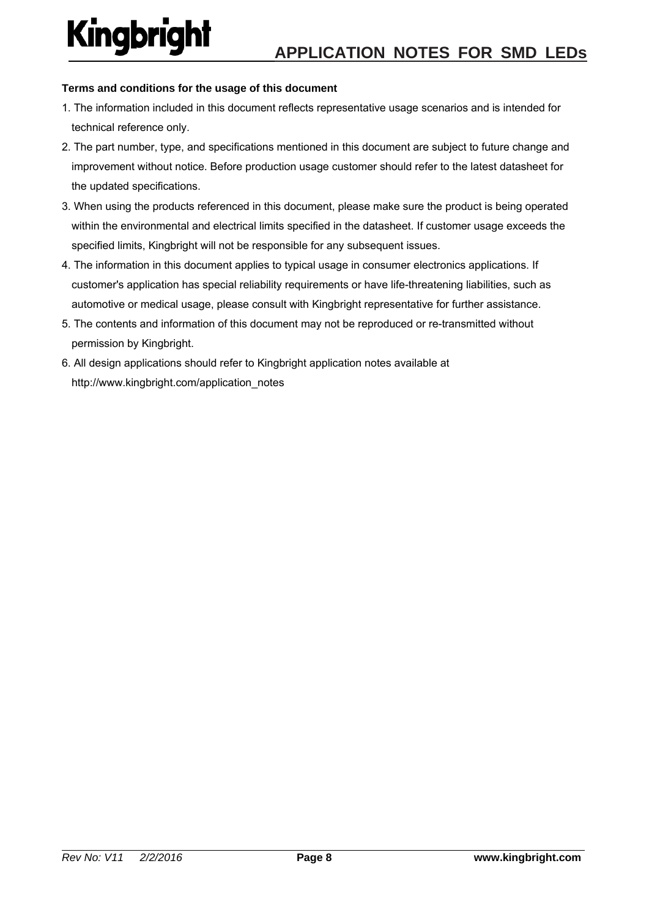**Terms and conditions for the usage of this document**

1. The information included in this document reflects representative usage scenarios and is intended for technical reference only.
2. The part number, type, and specifications mentioned in this document are subject to future change and improvement without notice. Before production usage customer should refer to the latest datasheet for the updated specifications.
3. When using the products referenced in this document, please make sure the product is being operated within the environmental and electrical limits specified in the datasheet. If customer usage exceeds the specified limits, Kingbright will not be responsible for any subsequent issues.
4. The information in this document applies to typical usage in consumer electronics applications. If customer's application has special reliability requirements or have life-threatening liabilities, such as automotive or medical usage, please consult with Kingbright representative for further assistance.
5. The contents and information of this document may not be reproduced or re-transmitted without permission by Kingbright.
6. All design applications should refer to Kingbright application notes available at http://www.kingbright.com/application_notes